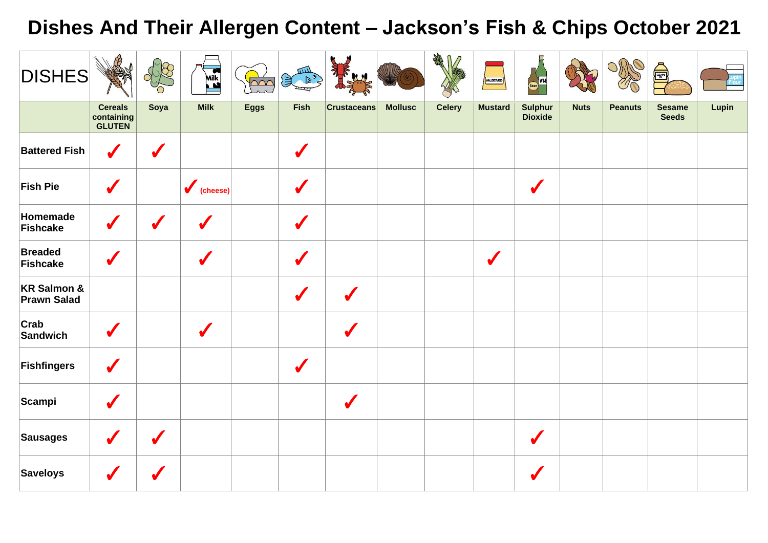# Dishes And Their Allergen Content – Jackson's Fish & Chips October 2021

| DISHES | Cereals containing GLUTEN | Soya | Milk | Eggs | Fish | Crustaceans | Mollusc | Celery | Mustard | Sulphur Dioxide | Nuts | Peanuts | Sesame Seeds | Lupin |
|---|---|---|---|---|---|---|---|---|---|---|---|---|---|---|
| Battered Fish | ✓ | ✓ | | | ✓ | | | | | | | | | |
| Fish Pie | ✓ | | ✓ (cheese) | | ✓ | | | | | ✓ | | | | |
| Homemade Fishcake | ✓ | ✓ | ✓ | | ✓ | | | | | | | | | |
| Breaded Fishcake | ✓ | | ✓ | | ✓ | | | | ✓ | | | | | |
| KR Salmon & Prawn Salad | | | | | ✓ | ✓ | | | | | | | | |
| Crab Sandwich | ✓ | | ✓ | | | ✓ | | | | | | | | |
| Fishfingers | ✓ | | | | ✓ | | | | | | | | | |
| Scampi | ✓ | | | | | ✓ | | | | | | | | |
| Sausages | ✓ | ✓ | | | | | | | | ✓ | | | | |
| Saveloys | ✓ | ✓ | | | | | | | | ✓ | | | | |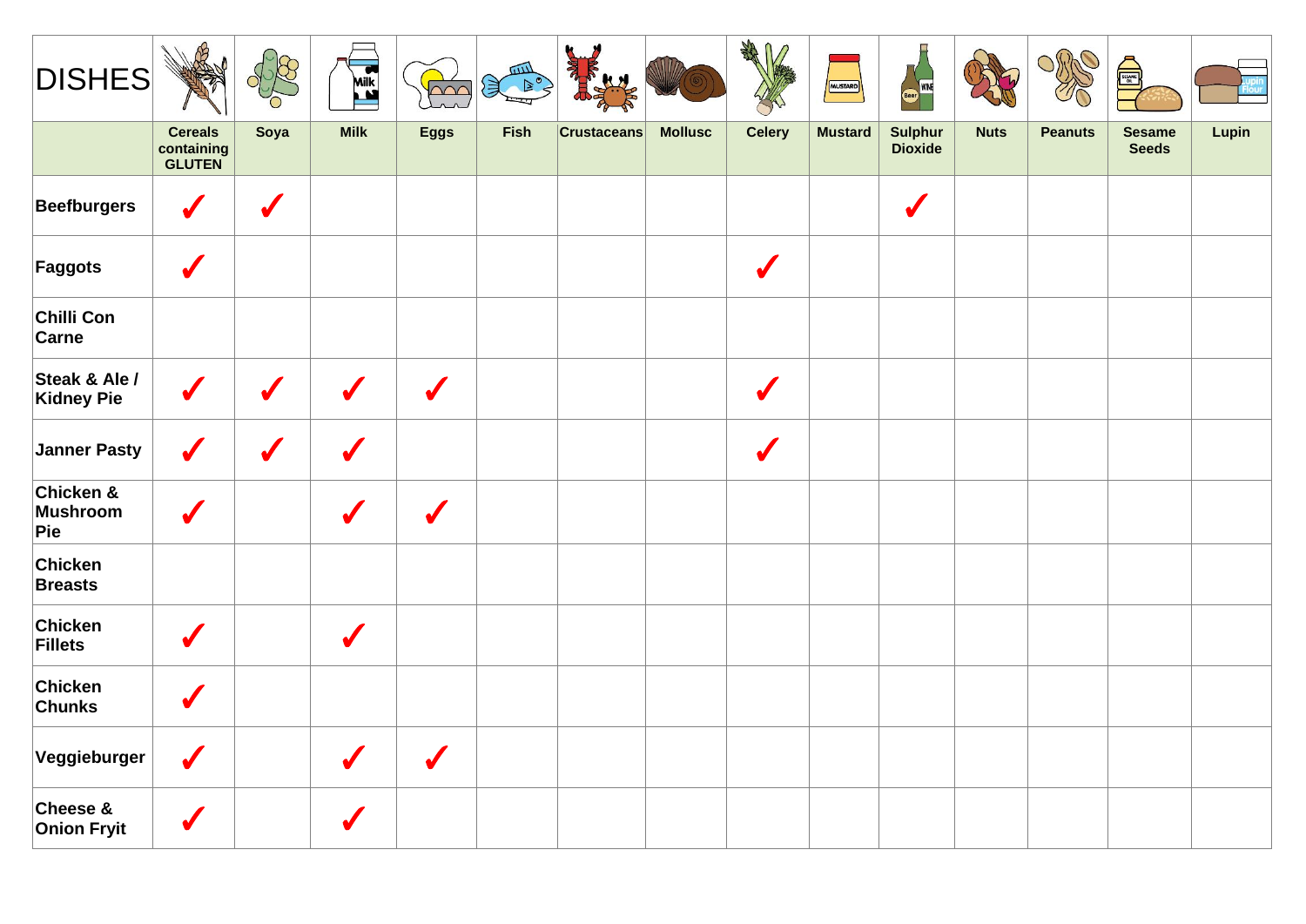| DISHES | Cereals containing GLUTEN | Soya | Milk | Eggs | Fish | Crustaceans | Mollusc | Celery | Mustard | Sulphur Dioxide | Nuts | Peanuts | Sesame Seeds | Lupin |
|---|---|---|---|---|---|---|---|---|---|---|---|---|---|---|
| **Beefburgers** | ✓ | ✓ | | | | | | | | ✓ | | | | |
| **Faggots** | ✓ | | | | | | | ✓ | | | | | | |
| **Chilli Con Carne** | | | | | | | | | | | | | | |
| **Steak & Ale / Kidney Pie** | ✓ | ✓ | ✓ | ✓ | | | | ✓ | | | | | | |
| **Janner Pasty** | ✓ | ✓ | ✓ | | | | | ✓ | | | | | | |
| **Chicken & Mushroom Pie** | ✓ | | ✓ | ✓ | | | | | | | | | | |
| **Chicken Breasts** | | | | | | | | | | | | | | |
| **Chicken Fillets** | ✓ | | ✓ | | | | | | | | | | | |
| **Chicken Chunks** | ✓ | | | | | | | | | | | | | |
| **Veggieburger** | ✓ | | ✓ | ✓ | | | | | | | | | | |
| **Cheese & Onion Fryit** | ✓ | | ✓ | | | | | | | | | | | |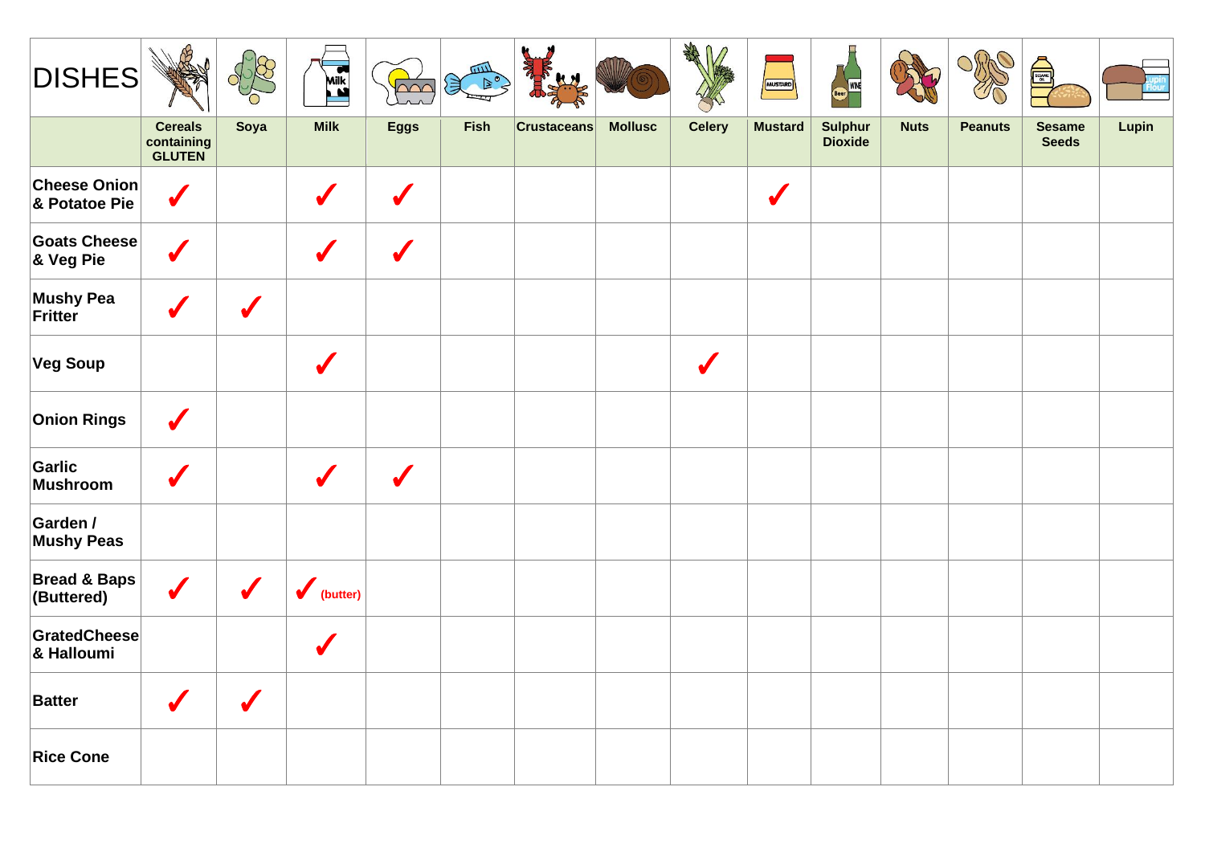| DISHES | Cereals containing GLUTEN | Soya | Milk | Eggs | Fish | Crustaceans | Mollusc | Celery | Mustard | Sulphur Dioxide | Nuts | Peanuts | Sesame Seeds | Lupin |
|---|---|---|---|---|---|---|---|---|---|---|---|---|---|---|
| Cheese Onion & Potatoe Pie | ✓ | | ✓ | ✓ | | | | | ✓ | | | | | |
| Goats Cheese & Veg Pie | ✓ | | ✓ | ✓ | | | | | | | | | | |
| Mushy Pea Fritter | ✓ | ✓ | | | | | | | | | | | | |
| Veg Soup | | | ✓ | | | | | ✓ | | | | | | |
| Onion Rings | ✓ | | | | | | | | | | | | | |
| Garlic Mushroom | ✓ | | ✓ | ✓ | | | | | | | | | | |
| Garden / Mushy Peas | | | | | | | | | | | | | | |
| Bread & Baps (Buttered) | ✓ | ✓ | ✓ (butter) | | | | | | | | | | | |
| GratedCheese & Halloumi | | | ✓ | | | | | | | | | | | |
| Batter | ✓ | ✓ | | | | | | | | | | | | |
| Rice Cone | | | | | | | | | | | | | | |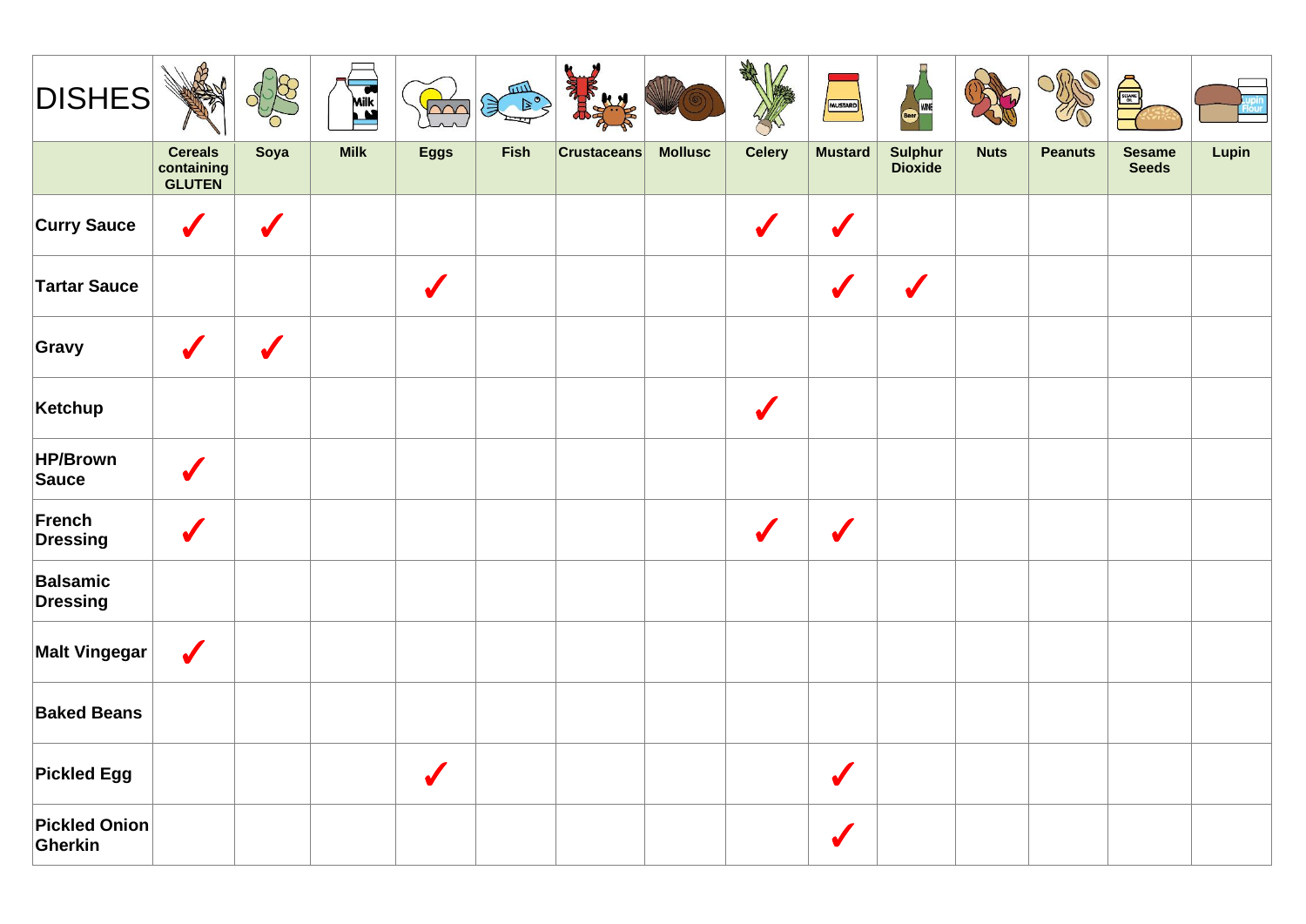| DISHES | Cereals containing GLUTEN | Soya | Milk | Eggs | Fish | Crustaceans | Mollusc | Celery | Mustard | Sulphur Dioxide | Nuts | Peanuts | Sesame Seeds | Lupin |
|---|---|---|---|---|---|---|---|---|---|---|---|---|---|---|
| Curry Sauce | ✓ | ✓ | | | | | | ✓ | ✓ | | | | | |
| Tartar Sauce | | | | ✓ | | | | | ✓ | ✓ | | | | |
| Gravy | ✓ | ✓ | | | | | | | | | | | | |
| Ketchup | | | | | | | | ✓ | | | | | | |
| HP/Brown Sauce | ✓ | | | | | | | | | | | | | |
| French Dressing | ✓ | | | | | | | ✓ | ✓ | | | | | |
| Balsamic Dressing | | | | | | | | | | | | | | |
| Malt Vingegar | ✓ | | | | | | | | | | | | | |
| Baked Beans | | | | | | | | | | | | | | |
| Pickled Egg | | | | ✓ | | | | | ✓ | | | | | |
| Pickled Onion Gherkin | | | | | | | | | ✓ | | | | | |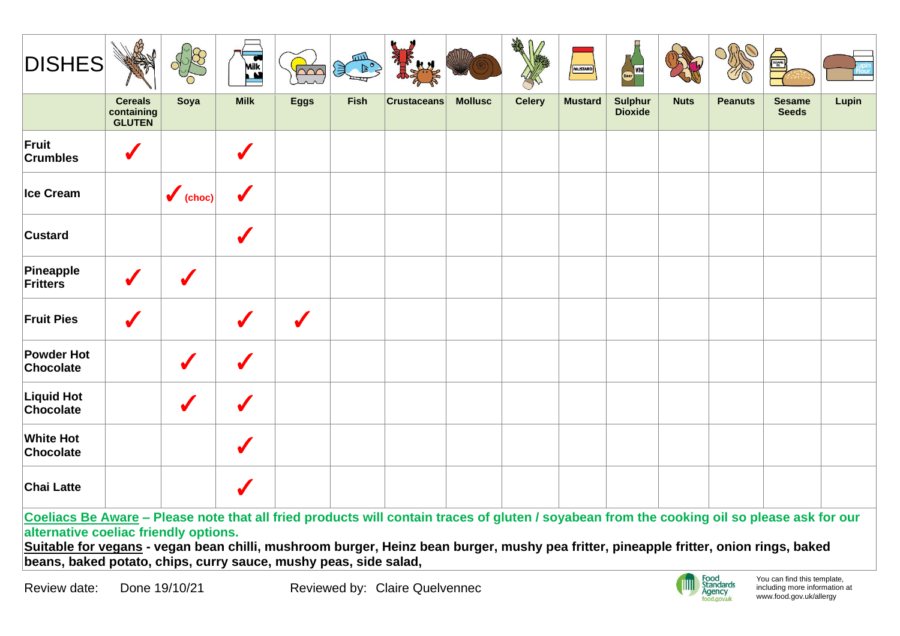| DISHES | Cereals containing GLUTEN | Soya | Milk | Eggs | Fish | Crustaceans | Mollusc | Celery | Mustard | Sulphur Dioxide | Nuts | Peanuts | Sesame Seeds | Lupin |
|---|---|---|---|---|---|---|---|---|---|---|---|---|---|---|
| Fruit Crumbles | ✓ | | ✓ | | | | | | | | | | | |
| Ice Cream | | ✓ (choc) | ✓ | | | | | | | | | | | |
| Custard | | | ✓ | | | | | | | | | | | |
| Pineapple Fritters | ✓ | ✓ | | | | | | | | | | | | |
| Fruit Pies | ✓ | | ✓ | ✓ | | | | | | | | | | |
| Powder Hot Chocolate | | ✓ | ✓ | | | | | | | | | | | |
| Liquid Hot Chocolate | | ✓ | ✓ | | | | | | | | | | | |
| White Hot Chocolate | | | ✓ | | | | | | | | | | | |
| Chai Latte | | | ✓ | | | | | | | | | | | |

**Coeliacs Be Aware – Please note that all fried products will contain traces of gluten / soyabean from the cooking oil so please ask for our alternative coeliac friendly options.**

**Suitable for vegans - vegan bean chilli, mushroom burger, Heinz bean burger, mushy pea fritter, pineapple fritter, onion rings, baked beans, baked potato, chips, curry sauce, mushy peas, side salad,**

Review date: Done 19/10/21 Reviewed by: Claire Quelvennec

Food Standards Agency food.gov.uk

You can find this template, including more information at www.food.gov.uk/allergy